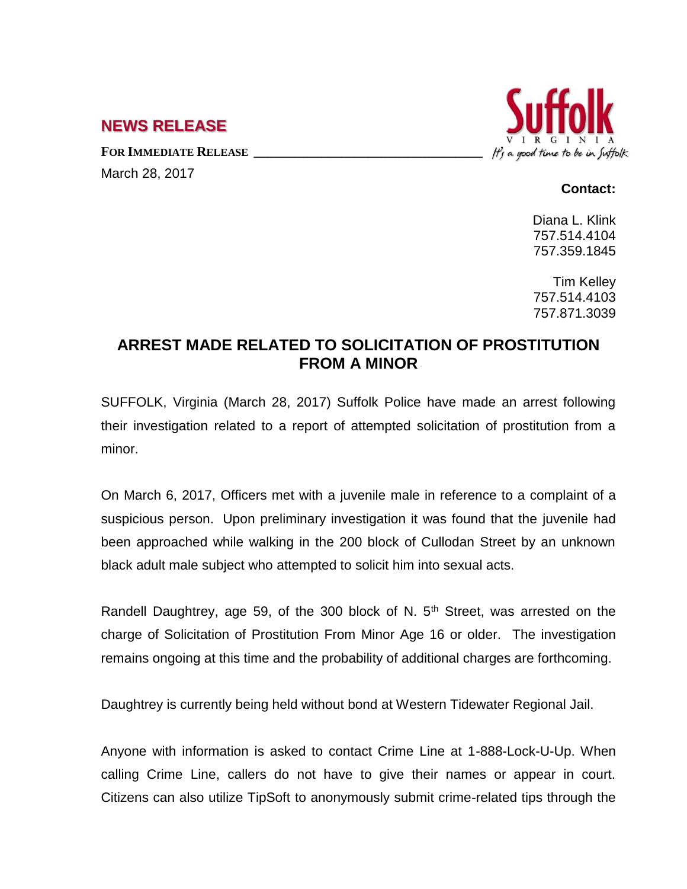## NEWS RELEASE

**FOR IMMEDIATE RELEASE**

March 28, 2017

**Contact:**

Diana L. Klink
757.514.4104
757.359.1845

Tim Kelley
757.514.4103
757.871.3039

# ARREST MADE RELATED TO SOLICITATION OF PROSTITUTION FROM A MINOR

SUFFOLK, Virginia (March 28, 2017) Suffolk Police have made an arrest following their investigation related to a report of attempted solicitation of prostitution from a minor.

On March 6, 2017, Officers met with a juvenile male in reference to a complaint of a suspicious person. Upon preliminary investigation it was found that the juvenile had been approached while walking in the 200 block of Cullodan Street by an unknown black adult male subject who attempted to solicit him into sexual acts.

Randell Daughtrey, age 59, of the 300 block of N. 5th Street, was arrested on the charge of Solicitation of Prostitution From Minor Age 16 or older. The investigation remains ongoing at this time and the probability of additional charges are forthcoming.

Daughtrey is currently being held without bond at Western Tidewater Regional Jail.

Anyone with information is asked to contact Crime Line at 1-888-Lock-U-Up. When calling Crime Line, callers do not have to give their names or appear in court. Citizens can also utilize TipSoft to anonymously submit crime-related tips through the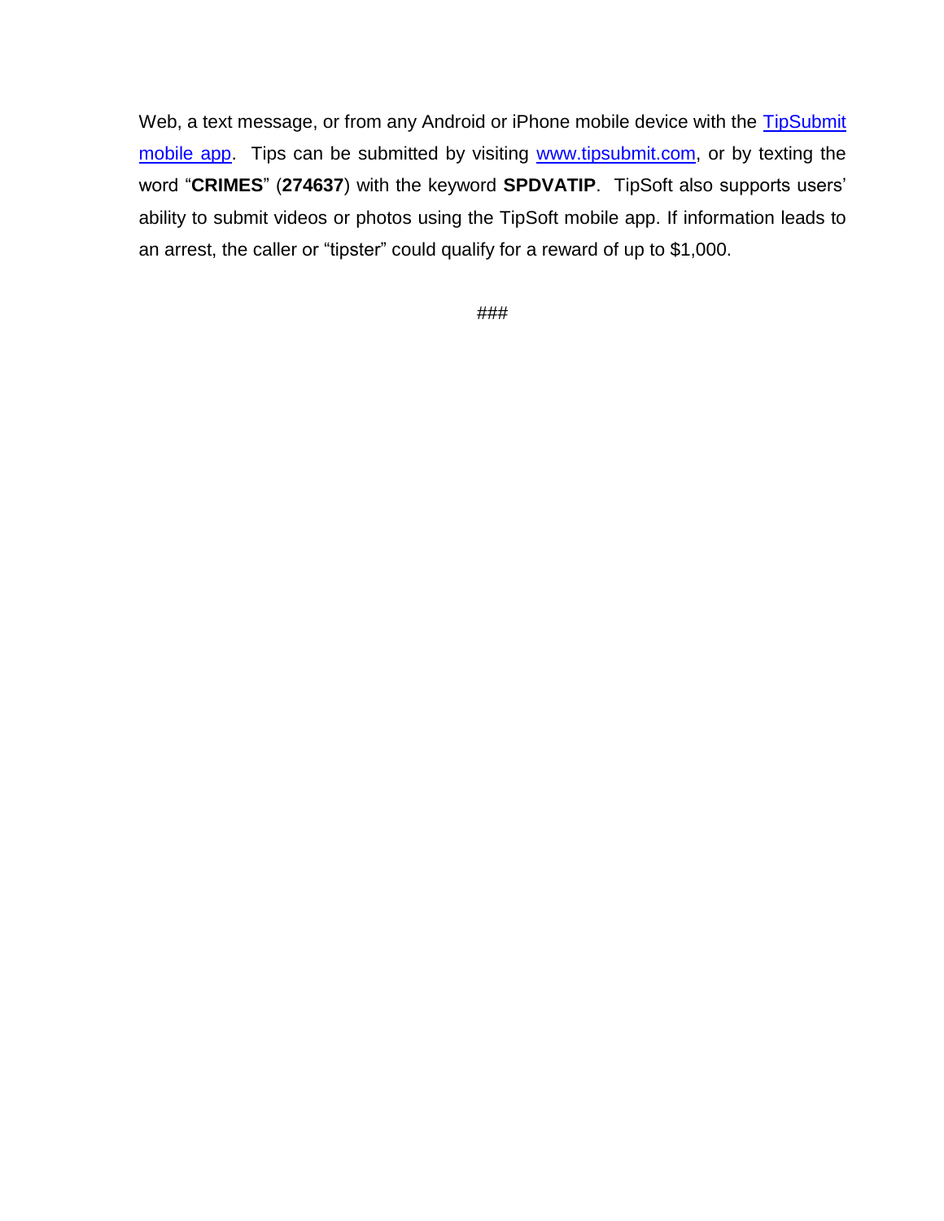Web, a text message, or from any Android or iPhone mobile device with the [TipSubmit mobile app](). Tips can be submitted by visiting [www.tipsubmit.com](), or by texting the word "**CRIMES**" (**274637**) with the keyword **SPDVATIP**. TipSoft also supports users' ability to submit videos or photos using the TipSoft mobile app. If information leads to an arrest, the caller or "tipster" could qualify for a reward of up to $1,000.

###